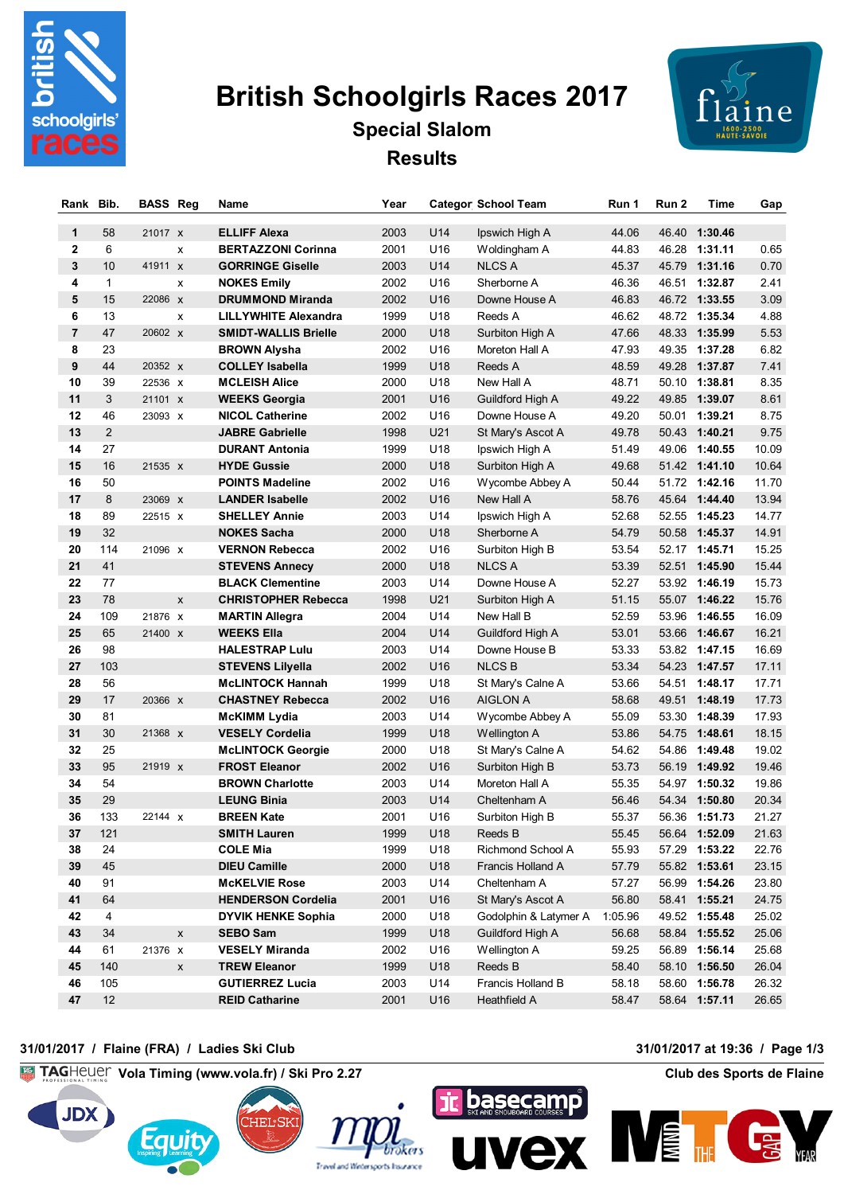# British Schoolgirls Races 2017

## Special Slalom

## Results

| Rank | Bib. | BASS | Reg | Name | Year | Categor | School Team | Run 1 | Run 2 | Time | Gap |
|---|---|---|---|---|---|---|---|---|---|---|---|
| 1 | 58 | 21017 | x | ELLIFF Alexa | 2003 | U14 | Ipswich High A | 44.06 | 46.40 | 1:30.46 | |
| 2 | 6 | | x | BERTAZZONI Corinna | 2001 | U16 | Woldingham A | 44.83 | 46.28 | 1:31.11 | 0.65 |
| 3 | 10 | 41911 | x | GORRINGE Giselle | 2003 | U14 | NLCS A | 45.37 | 45.79 | 1:31.16 | 0.70 |
| 4 | 1 | | x | NOKES Emily | 2002 | U16 | Sherborne A | 46.36 | 46.51 | 1:32.87 | 2.41 |
| 5 | 15 | 22086 | x | DRUMMOND Miranda | 2002 | U16 | Downe House A | 46.83 | 46.72 | 1:33.55 | 3.09 |
| 6 | 13 | | x | LILLYWHITE Alexandra | 1999 | U18 | Reeds A | 46.62 | 48.72 | 1:35.34 | 4.88 |
| 7 | 47 | 20602 | x | SMIDT-WALLIS Brielle | 2000 | U18 | Surbiton High A | 47.66 | 48.33 | 1:35.99 | 5.53 |
| 8 | 23 | | | BROWN Alysha | 2002 | U16 | Moreton Hall A | 47.93 | 49.35 | 1:37.28 | 6.82 |
| 9 | 44 | 20352 | x | COLLEY Isabella | 1999 | U18 | Reeds A | 48.59 | 49.28 | 1:37.87 | 7.41 |
| 10 | 39 | 22536 | x | MCLEISH Alice | 2000 | U18 | New Hall A | 48.71 | 50.10 | 1:38.81 | 8.35 |
| 11 | 3 | 21101 | x | WEEKS Georgia | 2001 | U16 | Guildford High A | 49.22 | 49.85 | 1:39.07 | 8.61 |
| 12 | 46 | 23093 | x | NICOL Catherine | 2002 | U16 | Downe House A | 49.20 | 50.01 | 1:39.21 | 8.75 |
| 13 | 2 | | | JABRE Gabrielle | 1998 | U21 | St Mary's Ascot A | 49.78 | 50.43 | 1:40.21 | 9.75 |
| 14 | 27 | | | DURANT Antonia | 1999 | U18 | Ipswich High A | 51.49 | 49.06 | 1:40.55 | 10.09 |
| 15 | 16 | 21535 | x | HYDE Gussie | 2000 | U18 | Surbiton High A | 49.68 | 51.42 | 1:41.10 | 10.64 |
| 16 | 50 | | | POINTS Madeline | 2002 | U16 | Wycombe Abbey A | 50.44 | 51.72 | 1:42.16 | 11.70 |
| 17 | 8 | 23069 | x | LANDER Isabelle | 2002 | U16 | New Hall A | 58.76 | 45.64 | 1:44.40 | 13.94 |
| 18 | 89 | 22515 | x | SHELLEY Annie | 2003 | U14 | Ipswich High A | 52.68 | 52.55 | 1:45.23 | 14.77 |
| 19 | 32 | | | NOKES Sacha | 2000 | U18 | Sherborne A | 54.79 | 50.58 | 1:45.37 | 14.91 |
| 20 | 114 | 21096 | x | VERNON Rebecca | 2002 | U16 | Surbiton High B | 53.54 | 52.17 | 1:45.71 | 15.25 |
| 21 | 41 | | | STEVENS Annecy | 2000 | U18 | NLCS A | 53.39 | 52.51 | 1:45.90 | 15.44 |
| 22 | 77 | | | BLACK Clementine | 2003 | U14 | Downe House A | 52.27 | 53.92 | 1:46.19 | 15.73 |
| 23 | 78 | | x | CHRISTOPHER Rebecca | 1998 | U21 | Surbiton High A | 51.15 | 55.07 | 1:46.22 | 15.76 |
| 24 | 109 | 21876 | x | MARTIN Allegra | 2004 | U14 | New Hall B | 52.59 | 53.96 | 1:46.55 | 16.09 |
| 25 | 65 | 21400 | x | WEEKS Ella | 2004 | U14 | Guildford High A | 53.01 | 53.66 | 1:46.67 | 16.21 |
| 26 | 98 | | | HALESTRAP Lulu | 2003 | U14 | Downe House B | 53.33 | 53.82 | 1:47.15 | 16.69 |
| 27 | 103 | | | STEVENS Lilyella | 2002 | U16 | NLCS B | 53.34 | 54.23 | 1:47.57 | 17.11 |
| 28 | 56 | | | McLINTOCK Hannah | 1999 | U18 | St Mary's Calne A | 53.66 | 54.51 | 1:48.17 | 17.71 |
| 29 | 17 | 20366 | x | CHASTNEY Rebecca | 2002 | U16 | AIGLON A | 58.68 | 49.51 | 1:48.19 | 17.73 |
| 30 | 81 | | | McKIMM Lydia | 2003 | U14 | Wycombe Abbey A | 55.09 | 53.30 | 1:48.39 | 17.93 |
| 31 | 30 | 21368 | x | VESELY Cordelia | 1999 | U18 | Wellington A | 53.86 | 54.75 | 1:48.61 | 18.15 |
| 32 | 25 | | | McLINTOCK Georgie | 2000 | U18 | St Mary's Calne A | 54.62 | 54.86 | 1:49.48 | 19.02 |
| 33 | 95 | 21919 | x | FROST Eleanor | 2002 | U16 | Surbiton High B | 53.73 | 56.19 | 1:49.92 | 19.46 |
| 34 | 54 | | | BROWN Charlotte | 2003 | U14 | Moreton Hall A | 55.35 | 54.97 | 1:50.32 | 19.86 |
| 35 | 29 | | | LEUNG Binia | 2003 | U14 | Cheltenham A | 56.46 | 54.34 | 1:50.80 | 20.34 |
| 36 | 133 | 22144 | x | BREEN Kate | 2001 | U16 | Surbiton High B | 55.37 | 56.36 | 1:51.73 | 21.27 |
| 37 | 121 | | | SMITH Lauren | 1999 | U18 | Reeds B | 55.45 | 56.64 | 1:52.09 | 21.63 |
| 38 | 24 | | | COLE Mia | 1999 | U18 | Richmond School A | 55.93 | 57.29 | 1:53.22 | 22.76 |
| 39 | 45 | | | DIEU Camille | 2000 | U18 | Francis Holland A | 57.79 | 55.82 | 1:53.61 | 23.15 |
| 40 | 91 | | | McKELVIE Rose | 2003 | U14 | Cheltenham A | 57.27 | 56.99 | 1:54.26 | 23.80 |
| 41 | 64 | | | HENDERSON Cordelia | 2001 | U16 | St Mary's Ascot A | 56.80 | 58.41 | 1:55.21 | 24.75 |
| 42 | 4 | | | DYVIK HENKE Sophia | 2000 | U18 | Godolphin & Latymer A | 1:05.96 | 49.52 | 1:55.48 | 25.02 |
| 43 | 34 | | x | SEBO Sam | 1999 | U18 | Guildford High A | 56.68 | 58.84 | 1:55.52 | 25.06 |
| 44 | 61 | 21376 | x | VESELY Miranda | 2002 | U16 | Wellington A | 59.25 | 56.89 | 1:56.14 | 25.68 |
| 45 | 140 | | x | TREW Eleanor | 1999 | U18 | Reeds B | 58.40 | 58.10 | 1:56.50 | 26.04 |
| 46 | 105 | | | GUTIERREZ Lucia | 2003 | U14 | Francis Holland B | 58.18 | 58.60 | 1:56.78 | 26.32 |
| 47 | 12 | | | REID Catharine | 2001 | U16 | Heathfield A | 58.47 | 58.64 | 1:57.11 | 26.65 |

31/01/2017 / Flaine (FRA) / Ladies Ski Club — 31/01/2017 at 19:36

TAGHeuer Vola Timing (www.vola.fr) / Ski Pro 2.27 — Club des Sports de Flaine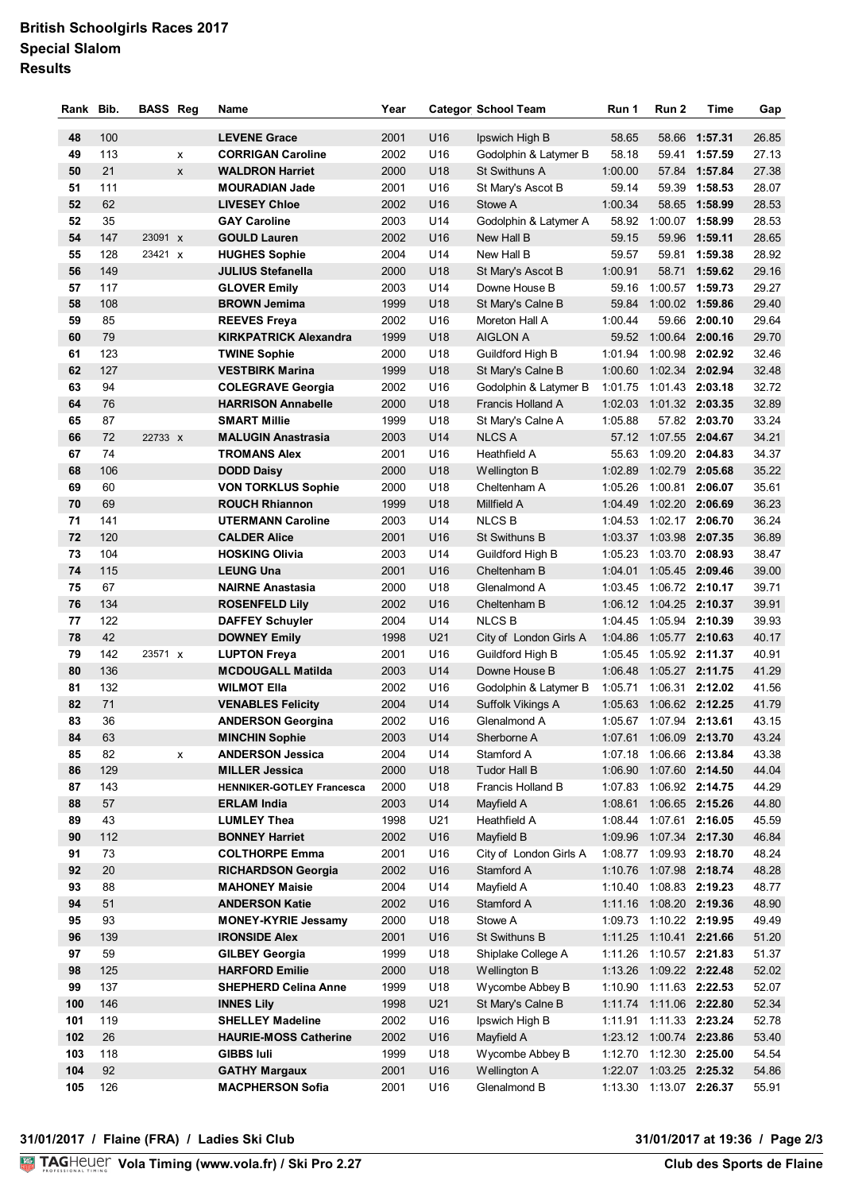# British Schoolgirls Races 2017
## Special Slalom
## Results

| Rank | Bib. | BASS | Reg | Name | Year | Category | School Team | Run 1 | Run 2 | Time | Gap |
|---|---|---|---|---|---|---|---|---|---|---|---|
| 48 | 100 | | | **LEVENE Grace** | 2001 | U16 | Ipswich High B | 58.65 | 58.66 | **1:57.31** | 26.85 |
| 49 | 113 | | x | **CORRIGAN Caroline** | 2002 | U16 | Godolphin & Latymer B | 58.18 | 59.41 | **1:57.59** | 27.13 |
| 50 | 21 | | x | **WALDRON Harriet** | 2000 | U18 | St Swithuns A | 1:00.00 | 57.84 | **1:57.84** | 27.38 |
| 51 | 111 | | | **MOURADIAN Jade** | 2001 | U16 | St Mary's Ascot B | 59.14 | 59.39 | **1:58.53** | 28.07 |
| 52 | 62 | | | **LIVESEY Chloe** | 2002 | U16 | Stowe A | 1:00.34 | 58.65 | **1:58.99** | 28.53 |
| 52 | 35 | | | **GAY Caroline** | 2003 | U14 | Godolphin & Latymer A | 58.92 | 1:00.07 | **1:58.99** | 28.53 |
| 54 | 147 | 23091 | x | **GOULD Lauren** | 2002 | U16 | New Hall B | 59.15 | 59.96 | **1:59.11** | 28.65 |
| 55 | 128 | 23421 | x | **HUGHES Sophie** | 2004 | U14 | New Hall B | 59.57 | 59.81 | **1:59.38** | 28.92 |
| 56 | 149 | | | **JULIUS Stefanella** | 2000 | U18 | St Mary's Ascot B | 1:00.91 | 58.71 | **1:59.62** | 29.16 |
| 57 | 117 | | | **GLOVER Emily** | 2003 | U14 | Downe House B | 59.16 | 1:00.57 | **1:59.73** | 29.27 |
| 58 | 108 | | | **BROWN Jemima** | 1999 | U18 | St Mary's Calne B | 59.84 | 1:00.02 | **1:59.86** | 29.40 |
| 59 | 85 | | | **REEVES Freya** | 2002 | U16 | Moreton Hall A | 1:00.44 | 59.66 | **2:00.10** | 29.64 |
| 60 | 79 | | | **KIRKPATRICK Alexandra** | 1999 | U18 | AIGLON A | 59.52 | 1:00.64 | **2:00.16** | 29.70 |
| 61 | 123 | | | **TWINE Sophie** | 2000 | U18 | Guildford High B | 1:01.94 | 1:00.98 | **2:02.92** | 32.46 |
| 62 | 127 | | | **VESTBIRK Marina** | 1999 | U18 | St Mary's Calne B | 1:00.60 | 1:02.34 | **2:02.94** | 32.48 |
| 63 | 94 | | | **COLEGRAVE Georgia** | 2002 | U16 | Godolphin & Latymer B | 1:01.75 | 1:01.43 | **2:03.18** | 32.72 |
| 64 | 76 | | | **HARRISON Annabelle** | 2000 | U18 | Francis Holland A | 1:02.03 | 1:01.32 | **2:03.35** | 32.89 |
| 65 | 87 | | | **SMART Millie** | 1999 | U18 | St Mary's Calne A | 1:05.88 | 57.82 | **2:03.70** | 33.24 |
| 66 | 72 | 22733 | x | **MALUGIN Anastrasia** | 2003 | U14 | NLCS A | 57.12 | 1:07.55 | **2:04.67** | 34.21 |
| 67 | 74 | | | **TROMANS Alex** | 2001 | U16 | Heathfield A | 55.63 | 1:09.20 | **2:04.83** | 34.37 |
| 68 | 106 | | | **DODD Daisy** | 2000 | U18 | Wellington B | 1:02.89 | 1:02.79 | **2:05.68** | 35.22 |
| 69 | 60 | | | **VON TORKLUS Sophie** | 2000 | U18 | Cheltenham A | 1:05.26 | 1:00.81 | **2:06.07** | 35.61 |
| 70 | 69 | | | **ROUCH Rhiannon** | 1999 | U18 | Millfield A | 1:04.49 | 1:02.20 | **2:06.69** | 36.23 |
| 71 | 141 | | | **UTERMANN Caroline** | 2003 | U14 | NLCS B | 1:04.53 | 1:02.17 | **2:06.70** | 36.24 |
| 72 | 120 | | | **CALDER Alice** | 2001 | U16 | St Swithuns B | 1:03.37 | 1:03.98 | **2:07.35** | 36.89 |
| 73 | 104 | | | **HOSKING Olivia** | 2003 | U14 | Guildford High B | 1:05.23 | 1:03.70 | **2:08.93** | 38.47 |
| 74 | 115 | | | **LEUNG Una** | 2001 | U16 | Cheltenham B | 1:04.01 | 1:05.45 | **2:09.46** | 39.00 |
| 75 | 67 | | | **NAIRNE Anastasia** | 2000 | U18 | Glenalmond A | 1:03.45 | 1:06.72 | **2:10.17** | 39.71 |
| 76 | 134 | | | **ROSENFELD Lily** | 2002 | U16 | Cheltenham B | 1:06.12 | 1:04.25 | **2:10.37** | 39.91 |
| 77 | 122 | | | **DAFFEY Schuyler** | 2004 | U14 | NLCS B | 1:04.45 | 1:05.94 | **2:10.39** | 39.93 |
| 78 | 42 | | | **DOWNEY Emily** | 1998 | U21 | City of London Girls A | 1:04.86 | 1:05.77 | **2:10.63** | 40.17 |
| 79 | 142 | 23571 | x | **LUPTON Freya** | 2001 | U16 | Guildford High B | 1:05.45 | 1:05.92 | **2:11.37** | 40.91 |
| 80 | 136 | | | **MCDOUGALL Matilda** | 2003 | U14 | Downe House B | 1:06.48 | 1:05.27 | **2:11.75** | 41.29 |
| 81 | 132 | | | **WILMOT Ella** | 2002 | U16 | Godolphin & Latymer B | 1:05.71 | 1:06.31 | **2:12.02** | 41.56 |
| 82 | 71 | | | **VENABLES Felicity** | 2004 | U14 | Suffolk Vikings A | 1:05.63 | 1:06.62 | **2:12.25** | 41.79 |
| 83 | 36 | | | **ANDERSON Georgina** | 2002 | U16 | Glenalmond A | 1:05.67 | 1:07.94 | **2:13.61** | 43.15 |
| 84 | 63 | | | **MINCHIN Sophie** | 2003 | U14 | Sherborne A | 1:07.61 | 1:06.09 | **2:13.70** | 43.24 |
| 85 | 82 | | x | **ANDERSON Jessica** | 2004 | U14 | Stamford A | 1:07.18 | 1:06.66 | **2:13.84** | 43.38 |
| 86 | 129 | | | **MILLER Jessica** | 2000 | U18 | Tudor Hall B | 1:06.90 | 1:07.60 | **2:14.50** | 44.04 |
| 87 | 143 | | | **HENNIKER-GOTLEY Francesca** | 2000 | U18 | Francis Holland B | 1:07.83 | 1:06.92 | **2:14.75** | 44.29 |
| 88 | 57 | | | **ERLAM India** | 2003 | U14 | Mayfield A | 1:08.61 | 1:06.65 | **2:15.26** | 44.80 |
| 89 | 43 | | | **LUMLEY Thea** | 1998 | U21 | Heathfield A | 1:08.44 | 1:07.61 | **2:16.05** | 45.59 |
| 90 | 112 | | | **BONNEY Harriet** | 2002 | U16 | Mayfield B | 1:09.96 | 1:07.34 | **2:17.30** | 46.84 |
| 91 | 73 | | | **COLTHORPE Emma** | 2001 | U16 | City of London Girls A | 1:08.77 | 1:09.93 | **2:18.70** | 48.24 |
| 92 | 20 | | | **RICHARDSON Georgia** | 2002 | U16 | Stamford A | 1:10.76 | 1:07.98 | **2:18.74** | 48.28 |
| 93 | 88 | | | **MAHONEY Maisie** | 2004 | U14 | Mayfield A | 1:10.40 | 1:08.83 | **2:19.23** | 48.77 |
| 94 | 51 | | | **ANDERSON Katie** | 2002 | U16 | Stamford A | 1:11.16 | 1:08.20 | **2:19.36** | 48.90 |
| 95 | 93 | | | **MONEY-KYRIE Jessamy** | 2000 | U18 | Stowe A | 1:09.73 | 1:10.22 | **2:19.95** | 49.49 |
| 96 | 139 | | | **IRONSIDE Alex** | 2001 | U16 | St Swithuns B | 1:11.25 | 1:10.41 | **2:21.66** | 51.20 |
| 97 | 59 | | | **GILBEY Georgia** | 1999 | U18 | Shiplake College A | 1:11.26 | 1:10.57 | **2:21.83** | 51.37 |
| 98 | 125 | | | **HARFORD Emilie** | 2000 | U18 | Wellington B | 1:13.26 | 1:09.22 | **2:22.48** | 52.02 |
| 99 | 137 | | | **SHEPHERD Celina Anne** | 1999 | U18 | Wycombe Abbey B | 1:10.90 | 1:11.63 | **2:22.53** | 52.07 |
| 100 | 146 | | | **INNES Lily** | 1998 | U21 | St Mary's Calne B | 1:11.74 | 1:11.06 | **2:22.80** | 52.34 |
| 101 | 119 | | | **SHELLEY Madeline** | 2002 | U16 | Ipswich High B | 1:11.91 | 1:11.33 | **2:23.24** | 52.78 |
| 102 | 26 | | | **HAURIE-MOSS Catherine** | 2002 | U16 | Mayfield A | 1:23.12 | 1:00.74 | **2:23.86** | 53.40 |
| 103 | 118 | | | **GIBBS Iuli** | 1999 | U18 | Wycombe Abbey B | 1:12.70 | 1:12.30 | **2:25.00** | 54.54 |
| 104 | 92 | | | **GATHY Margaux** | 2001 | U16 | Wellington A | 1:22.07 | 1:03.25 | **2:25.32** | 54.86 |
| 105 | 126 | | | **MACPHERSON Sofia** | 2001 | U16 | Glenalmond B | 1:13.30 | 1:13.07 | **2:26.37** | 55.91 |

31/01/2017 / Flaine (FRA) / Ladies Ski Club

TAG Heuer Vola Timing (www.vola.fr) / Ski Pro 2.27 — Club des Sports de Flaine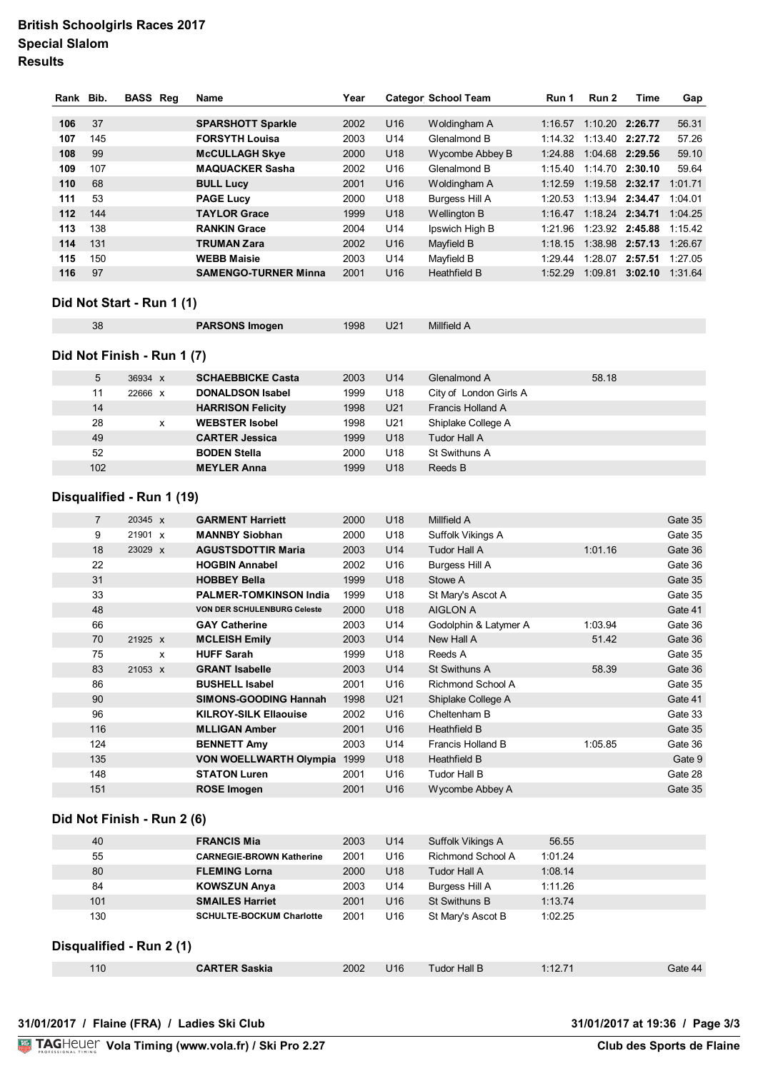# British Schoolgirls Races 2017
## Special Slalom
## Results

| Rank | Bib. | BASS | Reg | Name | Year | Categor | School Team | Run 1 | Run 2 | Time | Gap |
|---|---|---|---|---|---|---|---|---|---|---|---|
| 106 | 37 | | | **SPARSHOTT Sparkle** | 2002 | U16 | Woldingham A | 1:16.57 | 1:10.20 | **2:26.77** | 56.31 |
| 107 | 145 | | | **FORSYTH Louisa** | 2003 | U14 | Glenalmond B | 1:14.32 | 1:13.40 | **2:27.72** | 57.26 |
| 108 | 99 | | | **McCULLAGH Skye** | 2000 | U18 | Wycombe Abbey B | 1:24.88 | 1:04.68 | **2:29.56** | 59.10 |
| 109 | 107 | | | **MAQUACKER Sasha** | 2002 | U16 | Glenalmond B | 1:15.40 | 1:14.70 | **2:30.10** | 59.64 |
| 110 | 68 | | | **BULL Lucy** | 2001 | U16 | Woldingham A | 1:12.59 | 1:19.58 | **2:32.17** | 1:01.71 |
| 111 | 53 | | | **PAGE Lucy** | 2000 | U18 | Burgess Hill A | 1:20.53 | 1:13.94 | **2:34.47** | 1:04.01 |
| 112 | 144 | | | **TAYLOR Grace** | 1999 | U18 | Wellington B | 1:16.47 | 1:18.24 | **2:34.71** | 1:04.25 |
| 113 | 138 | | | **RANKIN Grace** | 2004 | U14 | Ipswich High B | 1:21.96 | 1:23.92 | **2:45.88** | 1:15.42 |
| 114 | 131 | | | **TRUMAN Zara** | 2002 | U16 | Mayfield B | 1:18.15 | 1:38.98 | **2:57.13** | 1:26.67 |
| 115 | 150 | | | **WEBB Maisie** | 2003 | U14 | Mayfield B | 1:29.44 | 1:28.07 | **2:57.51** | 1:27.05 |
| 116 | 97 | | | **SAMENGO-TURNER Minna** | 2001 | U16 | Heathfield B | 1:52.29 | 1:09.81 | **3:02.10** | 1:31.64 |

### Did Not Start - Run 1 (1)

| Bib. | BASS | Reg | Name | Year | Categor | School Team | Run 1 | Run 2 | Gap |
|---|---|---|---|---|---|---|---|---|---|
| 38 | | | **PARSONS Imogen** | 1998 | U21 | Millfield A | | | |

### Did Not Finish - Run 1 (7)

| Bib. | BASS | Reg | Name | Year | Categor | School Team | Run 1 | Run 2 | Gap |
|---|---|---|---|---|---|---|---|---|---|
| 5 | 36934 | x | **SCHAEBBICKE Casta** | 2003 | U14 | Glenalmond A | | 58.18 | |
| 11 | 22666 | x | **DONALDSON Isabel** | 1999 | U18 | City of London Girls A | | | |
| 14 | | | **HARRISON Felicity** | 1998 | U21 | Francis Holland A | | | |
| 28 | | x | **WEBSTER Isobel** | 1998 | U21 | Shiplake College A | | | |
| 49 | | | **CARTER Jessica** | 1999 | U18 | Tudor Hall A | | | |
| 52 | | | **BODEN Stella** | 2000 | U18 | St Swithuns A | | | |
| 102 | | | **MEYLER Anna** | 1999 | U18 | Reeds B | | | |

### Disqualified - Run 1 (19)

| Bib. | BASS | Reg | Name | Year | Categor | School Team | Run 1 | Run 2 | Gap |
|---|---|---|---|---|---|---|---|---|---|
| 7 | 20345 | x | **GARMENT Harriett** | 2000 | U18 | Millfield A | | | Gate 35 |
| 9 | 21901 | x | **MANNBY Siobhan** | 2000 | U18 | Suffolk Vikings A | | | Gate 35 |
| 18 | 23029 | x | **AGUSTSDOTTIR Maria** | 2003 | U14 | Tudor Hall A | | 1:01.16 | Gate 36 |
| 22 | | | **HOGBIN Annabel** | 2002 | U16 | Burgess Hill A | | | Gate 36 |
| 31 | | | **HOBBEY Bella** | 1999 | U18 | Stowe A | | | Gate 35 |
| 33 | | | **PALMER-TOMKINSON India** | 1999 | U18 | St Mary's Ascot A | | | Gate 35 |
| 48 | | | **VON DER SCHULENBURG Celeste** | 2000 | U18 | AIGLON A | | | Gate 41 |
| 66 | | | **GAY Catherine** | 2003 | U14 | Godolphin & Latymer A | | 1:03.94 | Gate 36 |
| 70 | 21925 | x | **MCLEISH Emily** | 2003 | U14 | New Hall A | | 51.42 | Gate 36 |
| 75 | | x | **HUFF Sarah** | 1999 | U18 | Reeds A | | | Gate 35 |
| 83 | 21053 | x | **GRANT Isabelle** | 2003 | U14 | St Swithuns A | | 58.39 | Gate 36 |
| 86 | | | **BUSHELL Isabel** | 2001 | U16 | Richmond School A | | | Gate 35 |
| 90 | | | **SIMONS-GOODING Hannah** | 1998 | U21 | Shiplake College A | | | Gate 41 |
| 96 | | | **KILROY-SILK Ellaouise** | 2002 | U16 | Cheltenham B | | | Gate 33 |
| 116 | | | **MLLIGAN Amber** | 2001 | U16 | Heathfield B | | | Gate 35 |
| 124 | | | **BENNETT Amy** | 2003 | U14 | Francis Holland B | | 1:05.85 | Gate 36 |
| 135 | | | **VON WOELLWARTH Olympia** | 1999 | U18 | Heathfield B | | | Gate 9 |
| 148 | | | **STATON Luren** | 2001 | U16 | Tudor Hall B | | | Gate 28 |
| 151 | | | **ROSE Imogen** | 2001 | U16 | Wycombe Abbey A | | | Gate 35 |

### Did Not Finish - Run 2 (6)

| Bib. | BASS | Reg | Name | Year | Categor | School Team | Run 1 | Run 2 | Gap |
|---|---|---|---|---|---|---|---|---|---|
| 40 | | | **FRANCIS Mia** | 2003 | U14 | Suffolk Vikings A | 56.55 | | |
| 55 | | | **CARNEGIE-BROWN Katherine** | 2001 | U16 | Richmond School A | 1:01.24 | | |
| 80 | | | **FLEMING Lorna** | 2000 | U18 | Tudor Hall A | 1:08.14 | | |
| 84 | | | **KOWSZUN Anya** | 2003 | U14 | Burgess Hill A | 1:11.26 | | |
| 101 | | | **SMAILES Harriet** | 2001 | U16 | St Swithuns B | 1:13.74 | | |
| 130 | | | **SCHULTE-BOCKUM Charlotte** | 2001 | U16 | St Mary's Ascot B | 1:02.25 | | |

### Disqualified - Run 2 (1)

| Bib. | BASS | Reg | Name | Year | Categor | School Team | Run 1 | Run 2 | Gap |
|---|---|---|---|---|---|---|---|---|---|
| 110 | | | **CARTER Saskia** | 2002 | U16 | Tudor Hall B | 1:12.71 | | Gate 44 |

**31/01/2017 / Flaine (FRA) / Ladies Ski Club** — **31/01/2017 at 19:36**

**Vola Timing (www.vola.fr) / Ski Pro 2.27** — **Club des Sports de Flaine**